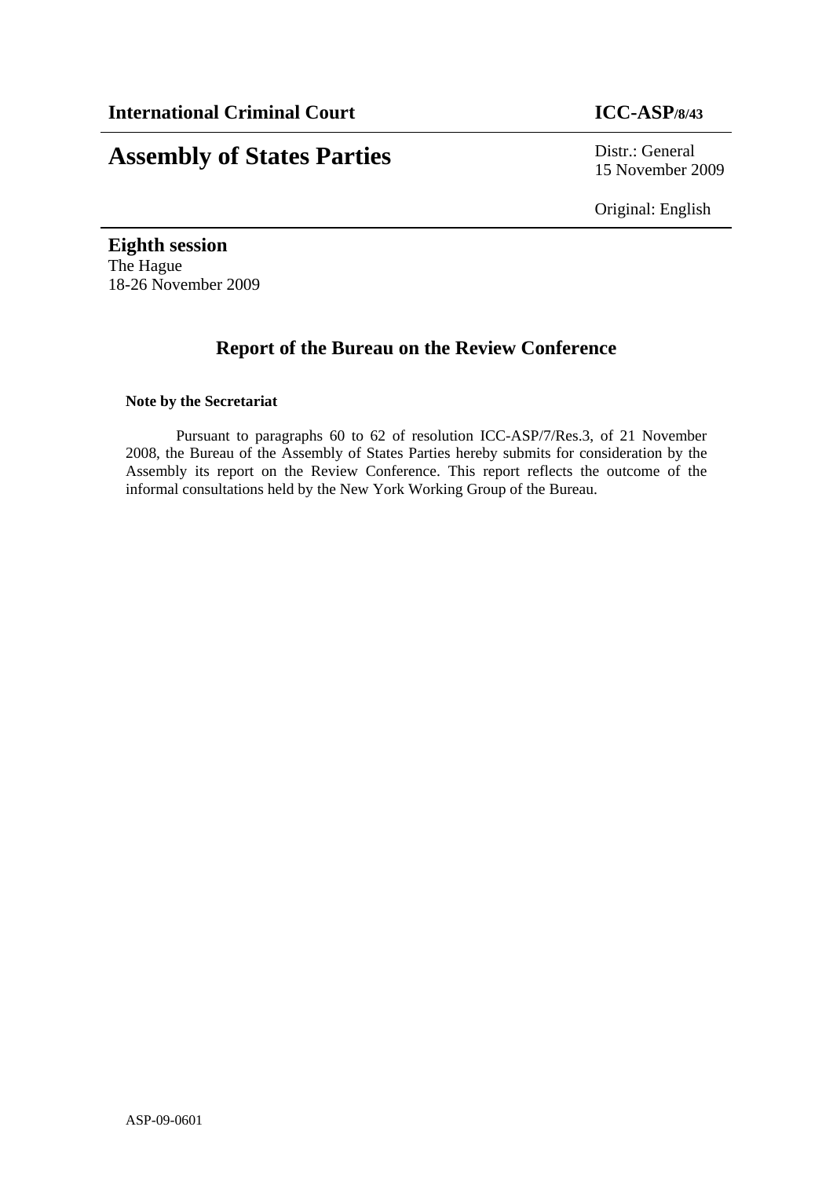**International Criminal Court** **ICC-ASP/8/43**

# Assembly of States Parties

Distr.: General
15 November 2009

Original: English

**Eighth session**
The Hague
18-26 November 2009

## Report of the Bureau on the Review Conference

**Note by the Secretariat**

Pursuant to paragraphs 60 to 62 of resolution ICC-ASP/7/Res.3, of 21 November 2008, the Bureau of the Assembly of States Parties hereby submits for consideration by the Assembly its report on the Review Conference. This report reflects the outcome of the informal consultations held by the New York Working Group of the Bureau.

ASP-09-0601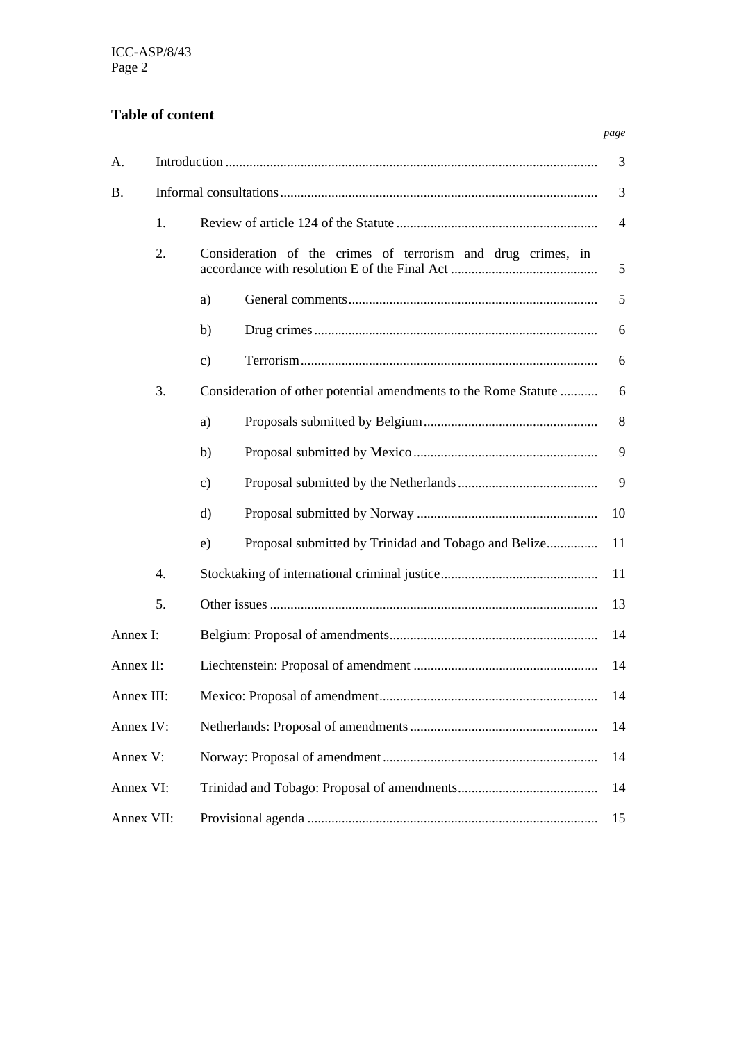## Table of content

| | | | | page |
|---|---|---|---|---|
| A. | Introduction | | | 3 |
| B. | Informal consultations | | | 3 |
| | 1. | Review of article 124 of the Statute | | 4 |
| | 2. | Consideration of the crimes of terrorism and drug crimes, in accordance with resolution E of the Final Act | | 5 |
| | | a) | General comments | 5 |
| | | b) | Drug crimes | 6 |
| | | c) | Terrorism | 6 |
| | 3. | Consideration of other potential amendments to the Rome Statute | | 6 |
| | | a) | Proposals submitted by Belgium | 8 |
| | | b) | Proposal submitted by Mexico | 9 |
| | | c) | Proposal submitted by the Netherlands | 9 |
| | | d) | Proposal submitted by Norway | 10 |
| | | e) | Proposal submitted by Trinidad and Tobago and Belize | 11 |
| | 4. | Stocktaking of international criminal justice | | 11 |
| | 5. | Other issues | | 13 |
| Annex I: | | Belgium: Proposal of amendments | | 14 |
| Annex II: | | Liechtenstein: Proposal of amendment | | 14 |
| Annex III: | | Mexico: Proposal of amendment | | 14 |
| Annex IV: | | Netherlands: Proposal of amendments | | 14 |
| Annex V: | | Norway: Proposal of amendment | | 14 |
| Annex VI: | | Trinidad and Tobago: Proposal of amendments | | 14 |
| Annex VII: | | Provisional agenda | | 15 |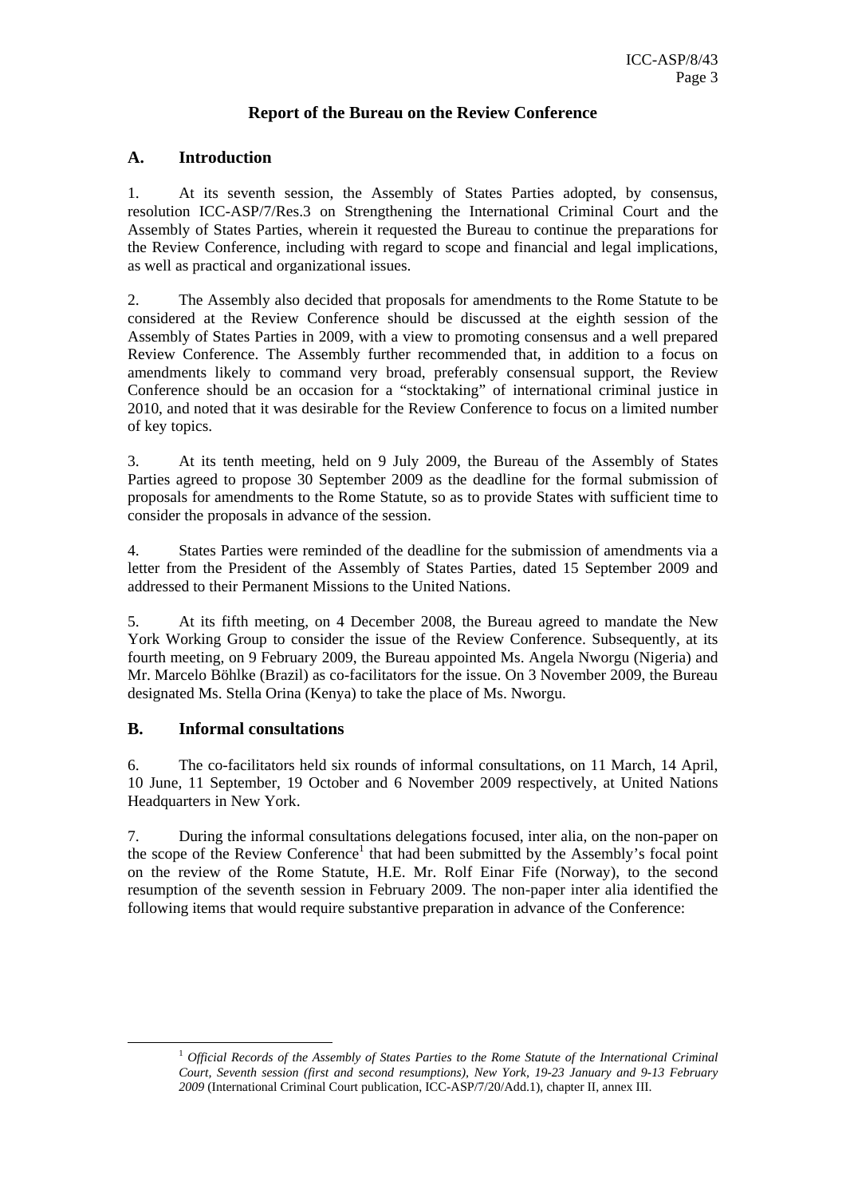## Report of the Bureau on the Review Conference

### A. Introduction

1. At its seventh session, the Assembly of States Parties adopted, by consensus, resolution ICC-ASP/7/Res.3 on Strengthening the International Criminal Court and the Assembly of States Parties, wherein it requested the Bureau to continue the preparations for the Review Conference, including with regard to scope and financial and legal implications, as well as practical and organizational issues.

2. The Assembly also decided that proposals for amendments to the Rome Statute to be considered at the Review Conference should be discussed at the eighth session of the Assembly of States Parties in 2009, with a view to promoting consensus and a well prepared Review Conference. The Assembly further recommended that, in addition to a focus on amendments likely to command very broad, preferably consensual support, the Review Conference should be an occasion for a "stocktaking" of international criminal justice in 2010, and noted that it was desirable for the Review Conference to focus on a limited number of key topics.

3. At its tenth meeting, held on 9 July 2009, the Bureau of the Assembly of States Parties agreed to propose 30 September 2009 as the deadline for the formal submission of proposals for amendments to the Rome Statute, so as to provide States with sufficient time to consider the proposals in advance of the session.

4. States Parties were reminded of the deadline for the submission of amendments via a letter from the President of the Assembly of States Parties, dated 15 September 2009 and addressed to their Permanent Missions to the United Nations.

5. At its fifth meeting, on 4 December 2008, the Bureau agreed to mandate the New York Working Group to consider the issue of the Review Conference. Subsequently, at its fourth meeting, on 9 February 2009, the Bureau appointed Ms. Angela Nworgu (Nigeria) and Mr. Marcelo Böhlke (Brazil) as co-facilitators for the issue. On 3 November 2009, the Bureau designated Ms. Stella Orina (Kenya) to take the place of Ms. Nworgu.

### B. Informal consultations

6. The co-facilitators held six rounds of informal consultations, on 11 March, 14 April, 10 June, 11 September, 19 October and 6 November 2009 respectively, at United Nations Headquarters in New York.

7. During the informal consultations delegations focused, inter alia, on the non-paper on the scope of the Review Conference[1] that had been submitted by the Assembly's focal point on the review of the Rome Statute, H.E. Mr. Rolf Einar Fife (Norway), to the second resumption of the seventh session in February 2009. The non-paper inter alia identified the following items that would require substantive preparation in advance of the Conference:

[1] *Official Records of the Assembly of States Parties to the Rome Statute of the International Criminal Court, Seventh session (first and second resumptions), New York, 19-23 January and 9-13 February 2009* (International Criminal Court publication, ICC-ASP/7/20/Add.1), chapter II, annex III.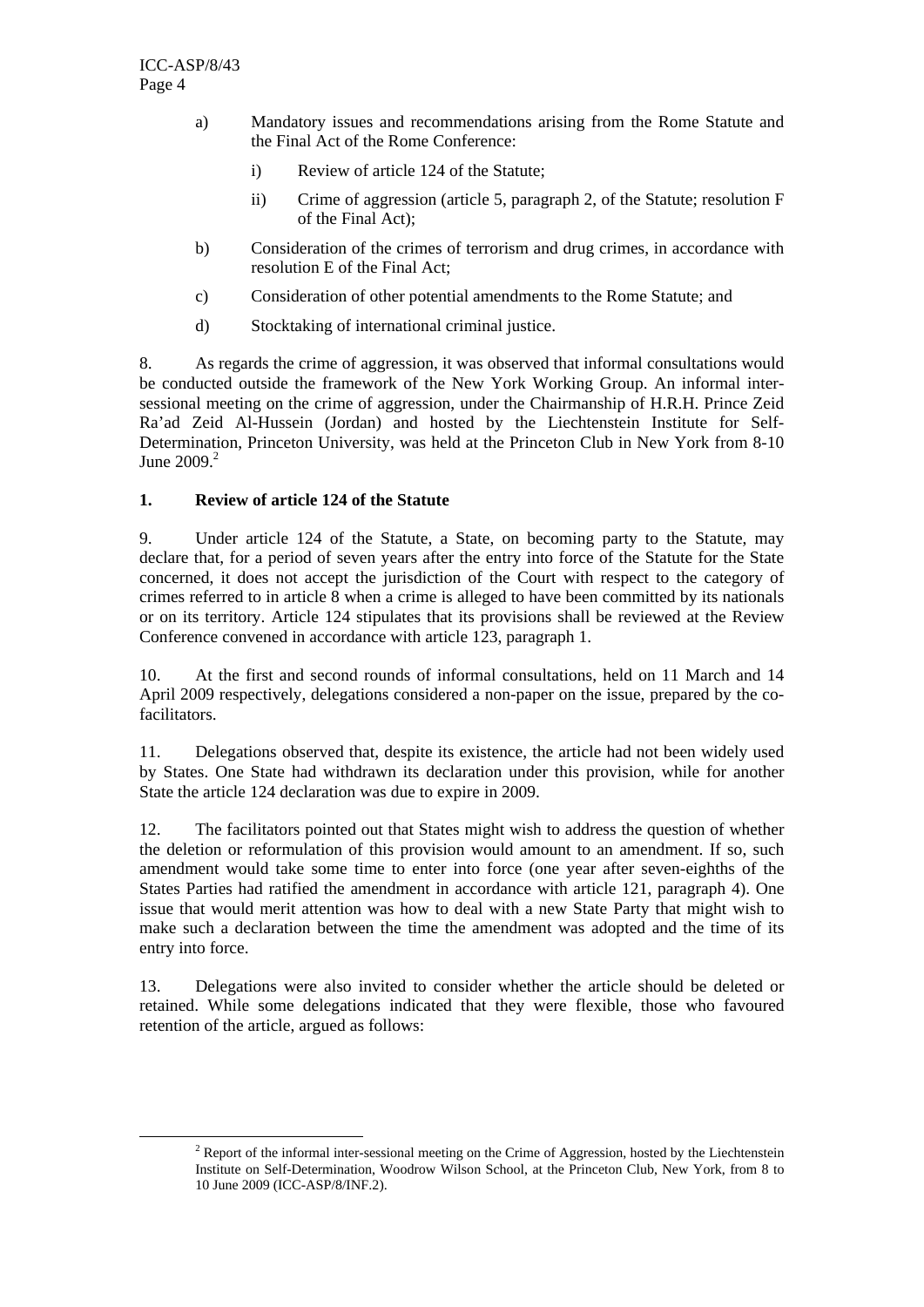a) Mandatory issues and recommendations arising from the Rome Statute and the Final Act of the Rome Conference:

   i) Review of article 124 of the Statute;

   ii) Crime of aggression (article 5, paragraph 2, of the Statute; resolution F of the Final Act);

b) Consideration of the crimes of terrorism and drug crimes, in accordance with resolution E of the Final Act;

c) Consideration of other potential amendments to the Rome Statute; and

d) Stocktaking of international criminal justice.

8. As regards the crime of aggression, it was observed that informal consultations would be conducted outside the framework of the New York Working Group. An informal inter-sessional meeting on the crime of aggression, under the Chairmanship of H.R.H. Prince Zeid Ra'ad Zeid Al-Hussein (Jordan) and hosted by the Liechtenstein Institute for Self-Determination, Princeton University, was held at the Princeton Club in New York from 8-10 June 2009.[2]

**1. Review of article 124 of the Statute**

9. Under article 124 of the Statute, a State, on becoming party to the Statute, may declare that, for a period of seven years after the entry into force of the Statute for the State concerned, it does not accept the jurisdiction of the Court with respect to the category of crimes referred to in article 8 when a crime is alleged to have been committed by its nationals or on its territory. Article 124 stipulates that its provisions shall be reviewed at the Review Conference convened in accordance with article 123, paragraph 1.

10. At the first and second rounds of informal consultations, held on 11 March and 14 April 2009 respectively, delegations considered a non-paper on the issue, prepared by the co-facilitators.

11. Delegations observed that, despite its existence, the article had not been widely used by States. One State had withdrawn its declaration under this provision, while for another State the article 124 declaration was due to expire in 2009.

12. The facilitators pointed out that States might wish to address the question of whether the deletion or reformulation of this provision would amount to an amendment. If so, such amendment would take some time to enter into force (one year after seven-eighths of the States Parties had ratified the amendment in accordance with article 121, paragraph 4). One issue that would merit attention was how to deal with a new State Party that might wish to make such a declaration between the time the amendment was adopted and the time of its entry into force.

13. Delegations were also invited to consider whether the article should be deleted or retained. While some delegations indicated that they were flexible, those who favoured retention of the article, argued as follows:

---

[2] Report of the informal inter-sessional meeting on the Crime of Aggression, hosted by the Liechtenstein Institute on Self-Determination, Woodrow Wilson School, at the Princeton Club, New York, from 8 to 10 June 2009 (ICC-ASP/8/INF.2).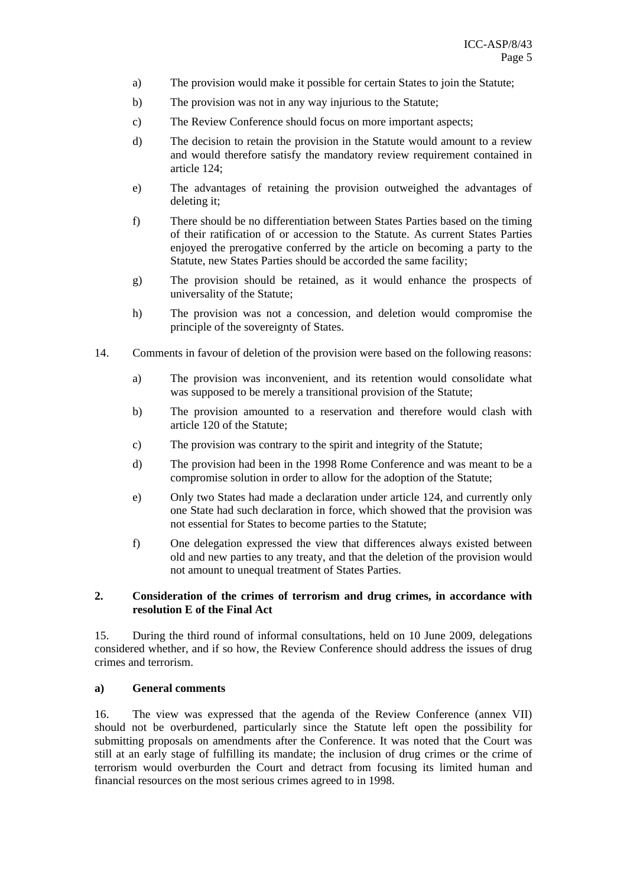a) The provision would make it possible for certain States to join the Statute;

b) The provision was not in any way injurious to the Statute;

c) The Review Conference should focus on more important aspects;

d) The decision to retain the provision in the Statute would amount to a review and would therefore satisfy the mandatory review requirement contained in article 124;

e) The advantages of retaining the provision outweighed the advantages of deleting it;

f) There should be no differentiation between States Parties based on the timing of their ratification of or accession to the Statute. As current States Parties enjoyed the prerogative conferred by the article on becoming a party to the Statute, new States Parties should be accorded the same facility;

g) The provision should be retained, as it would enhance the prospects of universality of the Statute;

h) The provision was not a concession, and deletion would compromise the principle of the sovereignty of States.

14. Comments in favour of deletion of the provision were based on the following reasons:

a) The provision was inconvenient, and its retention would consolidate what was supposed to be merely a transitional provision of the Statute;

b) The provision amounted to a reservation and therefore would clash with article 120 of the Statute;

c) The provision was contrary to the spirit and integrity of the Statute;

d) The provision had been in the 1998 Rome Conference and was meant to be a compromise solution in order to allow for the adoption of the Statute;

e) Only two States had made a declaration under article 124, and currently only one State had such declaration in force, which showed that the provision was not essential for States to become parties to the Statute;

f) One delegation expressed the view that differences always existed between old and new parties to any treaty, and that the deletion of the provision would not amount to unequal treatment of States Parties.

## 2. Consideration of the crimes of terrorism and drug crimes, in accordance with resolution E of the Final Act

15. During the third round of informal consultations, held on 10 June 2009, delegations considered whether, and if so how, the Review Conference should address the issues of drug crimes and terrorism.

### a) General comments

16. The view was expressed that the agenda of the Review Conference (annex VII) should not be overburdened, particularly since the Statute left open the possibility for submitting proposals on amendments after the Conference. It was noted that the Court was still at an early stage of fulfilling its mandate; the inclusion of drug crimes or the crime of terrorism would overburden the Court and detract from focusing its limited human and financial resources on the most serious crimes agreed to in 1998.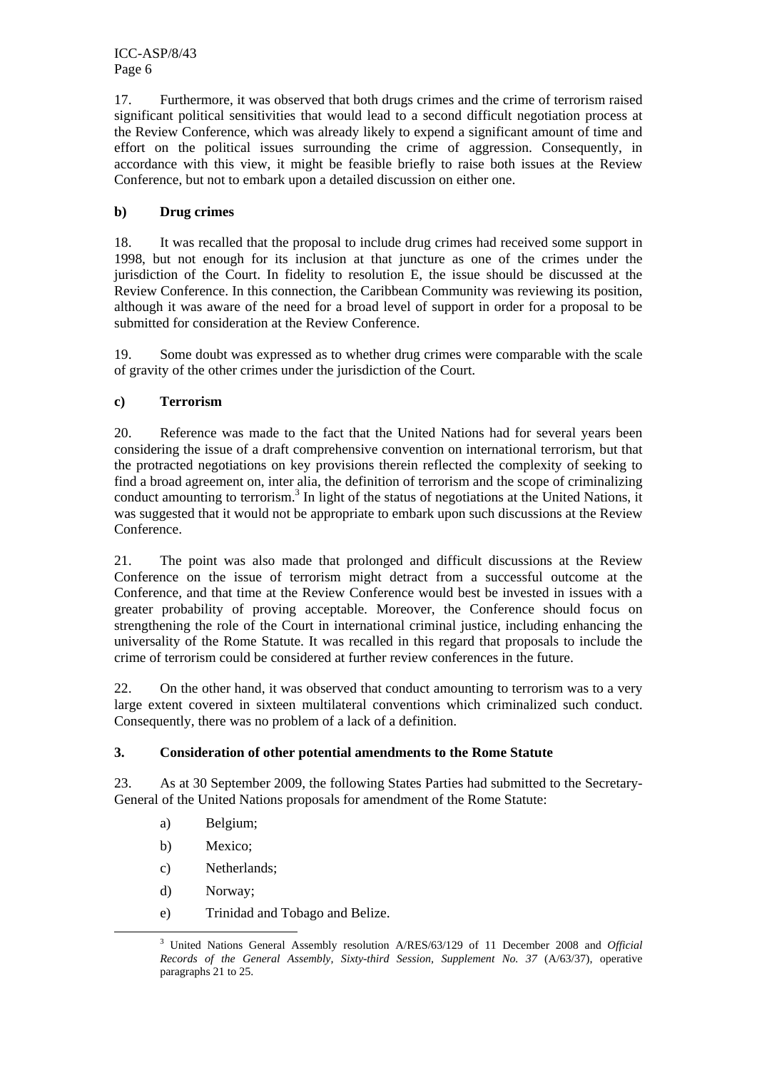17. Furthermore, it was observed that both drugs crimes and the crime of terrorism raised significant political sensitivities that would lead to a second difficult negotiation process at the Review Conference, which was already likely to expend a significant amount of time and effort on the political issues surrounding the crime of aggression. Consequently, in accordance with this view, it might be feasible briefly to raise both issues at the Review Conference, but not to embark upon a detailed discussion on either one.

### b) Drug crimes

18. It was recalled that the proposal to include drug crimes had received some support in 1998, but not enough for its inclusion at that juncture as one of the crimes under the jurisdiction of the Court. In fidelity to resolution E, the issue should be discussed at the Review Conference. In this connection, the Caribbean Community was reviewing its position, although it was aware of the need for a broad level of support in order for a proposal to be submitted for consideration at the Review Conference.

19. Some doubt was expressed as to whether drug crimes were comparable with the scale of gravity of the other crimes under the jurisdiction of the Court.

### c) Terrorism

20. Reference was made to the fact that the United Nations had for several years been considering the issue of a draft comprehensive convention on international terrorism, but that the protracted negotiations on key provisions therein reflected the complexity of seeking to find a broad agreement on, inter alia, the definition of terrorism and the scope of criminalizing conduct amounting to terrorism.[3] In light of the status of negotiations at the United Nations, it was suggested that it would not be appropriate to embark upon such discussions at the Review Conference.

21. The point was also made that prolonged and difficult discussions at the Review Conference on the issue of terrorism might detract from a successful outcome at the Conference, and that time at the Review Conference would best be invested in issues with a greater probability of proving acceptable. Moreover, the Conference should focus on strengthening the role of the Court in international criminal justice, including enhancing the universality of the Rome Statute. It was recalled in this regard that proposals to include the crime of terrorism could be considered at further review conferences in the future.

22. On the other hand, it was observed that conduct amounting to terrorism was to a very large extent covered in sixteen multilateral conventions which criminalized such conduct. Consequently, there was no problem of a lack of a definition.

## 3. Consideration of other potential amendments to the Rome Statute

23. As at 30 September 2009, the following States Parties had submitted to the Secretary-General of the United Nations proposals for amendment of the Rome Statute:

a) Belgium;

b) Mexico;

c) Netherlands;

d) Norway;

e) Trinidad and Tobago and Belize.

[3] United Nations General Assembly resolution A/RES/63/129 of 11 December 2008 and *Official Records of the General Assembly, Sixty-third Session, Supplement No. 37* (A/63/37), operative paragraphs 21 to 25.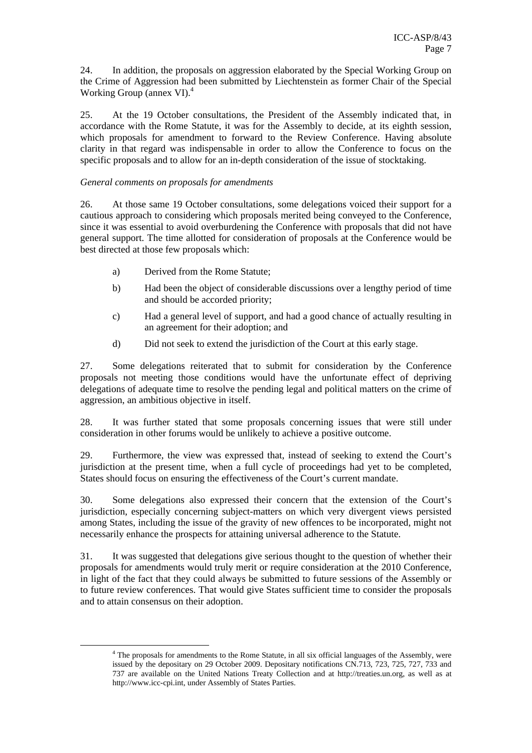24. In addition, the proposals on aggression elaborated by the Special Working Group on the Crime of Aggression had been submitted by Liechtenstein as former Chair of the Special Working Group (annex VI).[4]

25. At the 19 October consultations, the President of the Assembly indicated that, in accordance with the Rome Statute, it was for the Assembly to decide, at its eighth session, which proposals for amendment to forward to the Review Conference. Having absolute clarity in that regard was indispensable in order to allow the Conference to focus on the specific proposals and to allow for an in-depth consideration of the issue of stocktaking.

*General comments on proposals for amendments*

26. At those same 19 October consultations, some delegations voiced their support for a cautious approach to considering which proposals merited being conveyed to the Conference, since it was essential to avoid overburdening the Conference with proposals that did not have general support. The time allotted for consideration of proposals at the Conference would be best directed at those few proposals which:

a) Derived from the Rome Statute;

b) Had been the object of considerable discussions over a lengthy period of time and should be accorded priority;

c) Had a general level of support, and had a good chance of actually resulting in an agreement for their adoption; and

d) Did not seek to extend the jurisdiction of the Court at this early stage.

27. Some delegations reiterated that to submit for consideration by the Conference proposals not meeting those conditions would have the unfortunate effect of depriving delegations of adequate time to resolve the pending legal and political matters on the crime of aggression, an ambitious objective in itself.

28. It was further stated that some proposals concerning issues that were still under consideration in other forums would be unlikely to achieve a positive outcome.

29. Furthermore, the view was expressed that, instead of seeking to extend the Court's jurisdiction at the present time, when a full cycle of proceedings had yet to be completed, States should focus on ensuring the effectiveness of the Court's current mandate.

30. Some delegations also expressed their concern that the extension of the Court's jurisdiction, especially concerning subject-matters on which very divergent views persisted among States, including the issue of the gravity of new offences to be incorporated, might not necessarily enhance the prospects for attaining universal adherence to the Statute.

31. It was suggested that delegations give serious thought to the question of whether their proposals for amendments would truly merit or require consideration at the 2010 Conference, in light of the fact that they could always be submitted to future sessions of the Assembly or to future review conferences. That would give States sufficient time to consider the proposals and to attain consensus on their adoption.

[4] The proposals for amendments to the Rome Statute, in all six official languages of the Assembly, were issued by the depositary on 29 October 2009. Depositary notifications CN.713, 723, 725, 727, 733 and 737 are available on the United Nations Treaty Collection and at http://treaties.un.org, as well as at http://www.icc-cpi.int, under Assembly of States Parties.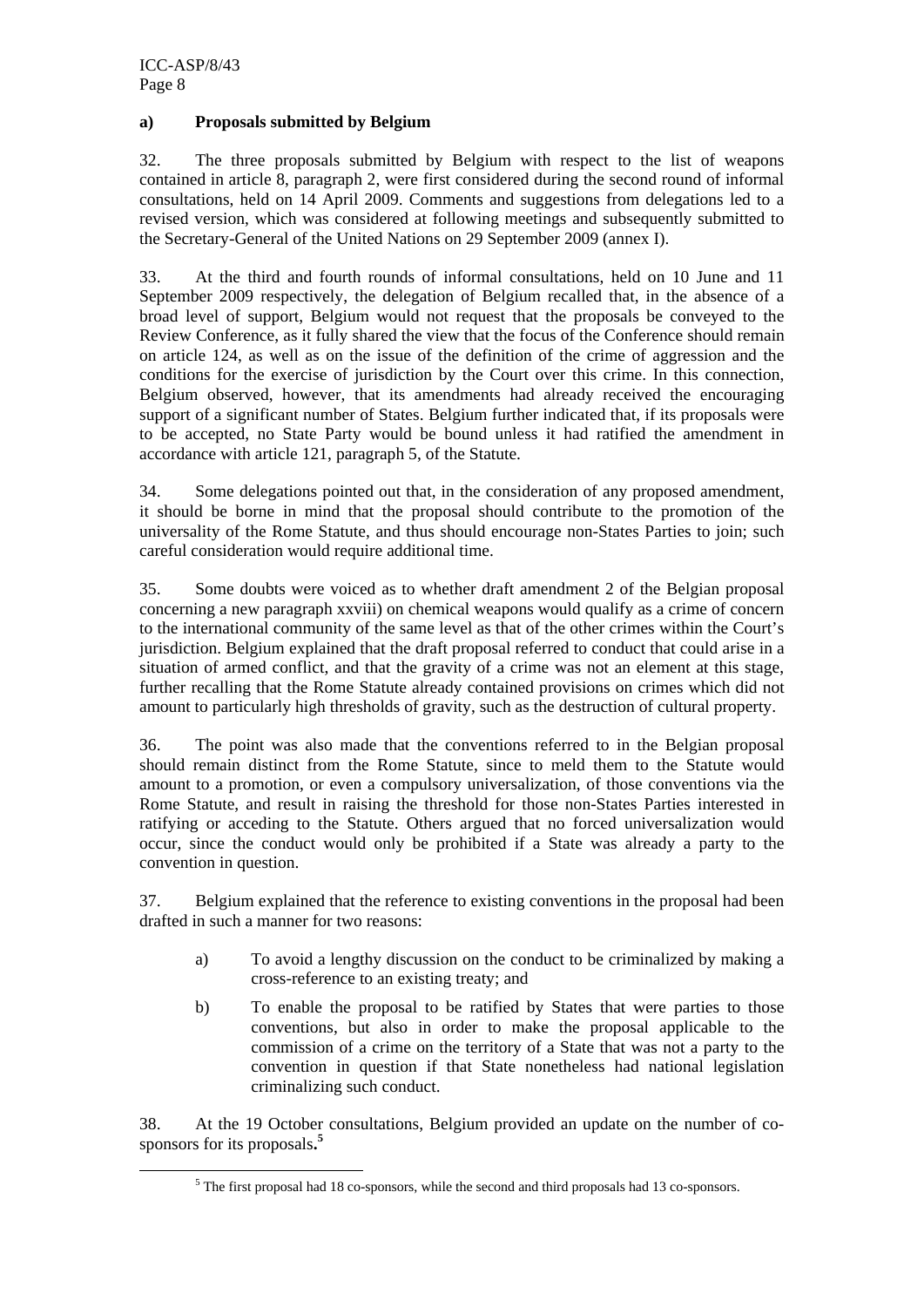#### a) Proposals submitted by Belgium

32. The three proposals submitted by Belgium with respect to the list of weapons contained in article 8, paragraph 2, were first considered during the second round of informal consultations, held on 14 April 2009. Comments and suggestions from delegations led to a revised version, which was considered at following meetings and subsequently submitted to the Secretary-General of the United Nations on 29 September 2009 (annex I).

33. At the third and fourth rounds of informal consultations, held on 10 June and 11 September 2009 respectively, the delegation of Belgium recalled that, in the absence of a broad level of support, Belgium would not request that the proposals be conveyed to the Review Conference, as it fully shared the view that the focus of the Conference should remain on article 124, as well as on the issue of the definition of the crime of aggression and the conditions for the exercise of jurisdiction by the Court over this crime. In this connection, Belgium observed, however, that its amendments had already received the encouraging support of a significant number of States. Belgium further indicated that, if its proposals were to be accepted, no State Party would be bound unless it had ratified the amendment in accordance with article 121, paragraph 5, of the Statute.

34. Some delegations pointed out that, in the consideration of any proposed amendment, it should be borne in mind that the proposal should contribute to the promotion of the universality of the Rome Statute, and thus should encourage non-States Parties to join; such careful consideration would require additional time.

35. Some doubts were voiced as to whether draft amendment 2 of the Belgian proposal concerning a new paragraph xxviii) on chemical weapons would qualify as a crime of concern to the international community of the same level as that of the other crimes within the Court's jurisdiction. Belgium explained that the draft proposal referred to conduct that could arise in a situation of armed conflict, and that the gravity of a crime was not an element at this stage, further recalling that the Rome Statute already contained provisions on crimes which did not amount to particularly high thresholds of gravity, such as the destruction of cultural property.

36. The point was also made that the conventions referred to in the Belgian proposal should remain distinct from the Rome Statute, since to meld them to the Statute would amount to a promotion, or even a compulsory universalization, of those conventions via the Rome Statute, and result in raising the threshold for those non-States Parties interested in ratifying or acceding to the Statute. Others argued that no forced universalization would occur, since the conduct would only be prohibited if a State was already a party to the convention in question.

37. Belgium explained that the reference to existing conventions in the proposal had been drafted in such a manner for two reasons:

a) To avoid a lengthy discussion on the conduct to be criminalized by making a cross-reference to an existing treaty; and

b) To enable the proposal to be ratified by States that were parties to those conventions, but also in order to make the proposal applicable to the commission of a crime on the territory of a State that was not a party to the convention in question if that State nonetheless had national legislation criminalizing such conduct.

38. At the 19 October consultations, Belgium provided an update on the number of co-sponsors for its proposals.[5]

[5] The first proposal had 18 co-sponsors, while the second and third proposals had 13 co-sponsors.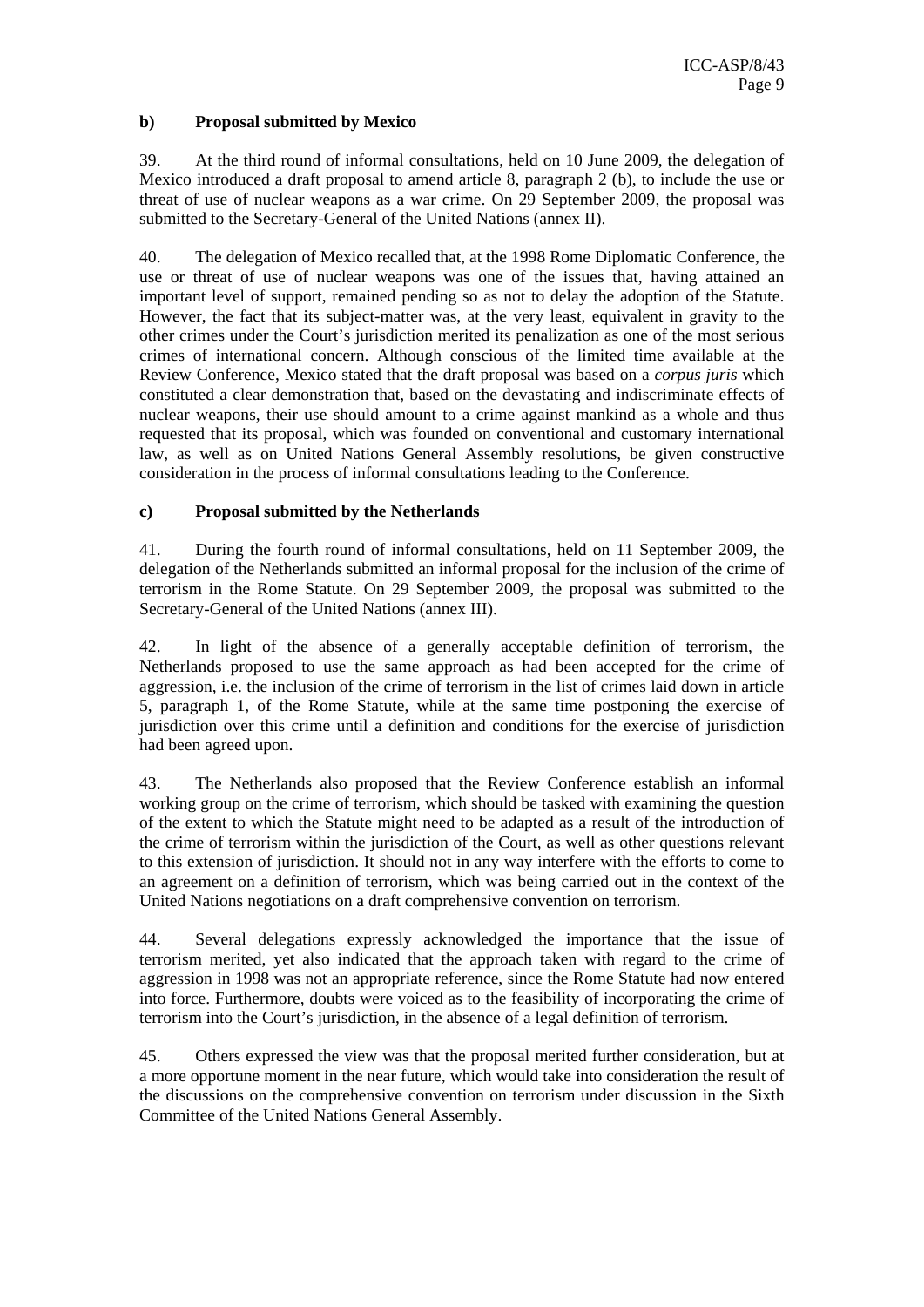**b) Proposal submitted by Mexico**

39. At the third round of informal consultations, held on 10 June 2009, the delegation of Mexico introduced a draft proposal to amend article 8, paragraph 2 (b), to include the use or threat of use of nuclear weapons as a war crime. On 29 September 2009, the proposal was submitted to the Secretary-General of the United Nations (annex II).

40. The delegation of Mexico recalled that, at the 1998 Rome Diplomatic Conference, the use or threat of use of nuclear weapons was one of the issues that, having attained an important level of support, remained pending so as not to delay the adoption of the Statute. However, the fact that its subject-matter was, at the very least, equivalent in gravity to the other crimes under the Court's jurisdiction merited its penalization as one of the most serious crimes of international concern. Although conscious of the limited time available at the Review Conference, Mexico stated that the draft proposal was based on a *corpus juris* which constituted a clear demonstration that, based on the devastating and indiscriminate effects of nuclear weapons, their use should amount to a crime against mankind as a whole and thus requested that its proposal, which was founded on conventional and customary international law, as well as on United Nations General Assembly resolutions, be given constructive consideration in the process of informal consultations leading to the Conference.

**c) Proposal submitted by the Netherlands**

41. During the fourth round of informal consultations, held on 11 September 2009, the delegation of the Netherlands submitted an informal proposal for the inclusion of the crime of terrorism in the Rome Statute. On 29 September 2009, the proposal was submitted to the Secretary-General of the United Nations (annex III).

42. In light of the absence of a generally acceptable definition of terrorism, the Netherlands proposed to use the same approach as had been accepted for the crime of aggression, i.e. the inclusion of the crime of terrorism in the list of crimes laid down in article 5, paragraph 1, of the Rome Statute, while at the same time postponing the exercise of jurisdiction over this crime until a definition and conditions for the exercise of jurisdiction had been agreed upon.

43. The Netherlands also proposed that the Review Conference establish an informal working group on the crime of terrorism, which should be tasked with examining the question of the extent to which the Statute might need to be adapted as a result of the introduction of the crime of terrorism within the jurisdiction of the Court, as well as other questions relevant to this extension of jurisdiction. It should not in any way interfere with the efforts to come to an agreement on a definition of terrorism, which was being carried out in the context of the United Nations negotiations on a draft comprehensive convention on terrorism.

44. Several delegations expressly acknowledged the importance that the issue of terrorism merited, yet also indicated that the approach taken with regard to the crime of aggression in 1998 was not an appropriate reference, since the Rome Statute had now entered into force. Furthermore, doubts were voiced as to the feasibility of incorporating the crime of terrorism into the Court's jurisdiction, in the absence of a legal definition of terrorism.

45. Others expressed the view was that the proposal merited further consideration, but at a more opportune moment in the near future, which would take into consideration the result of the discussions on the comprehensive convention on terrorism under discussion in the Sixth Committee of the United Nations General Assembly.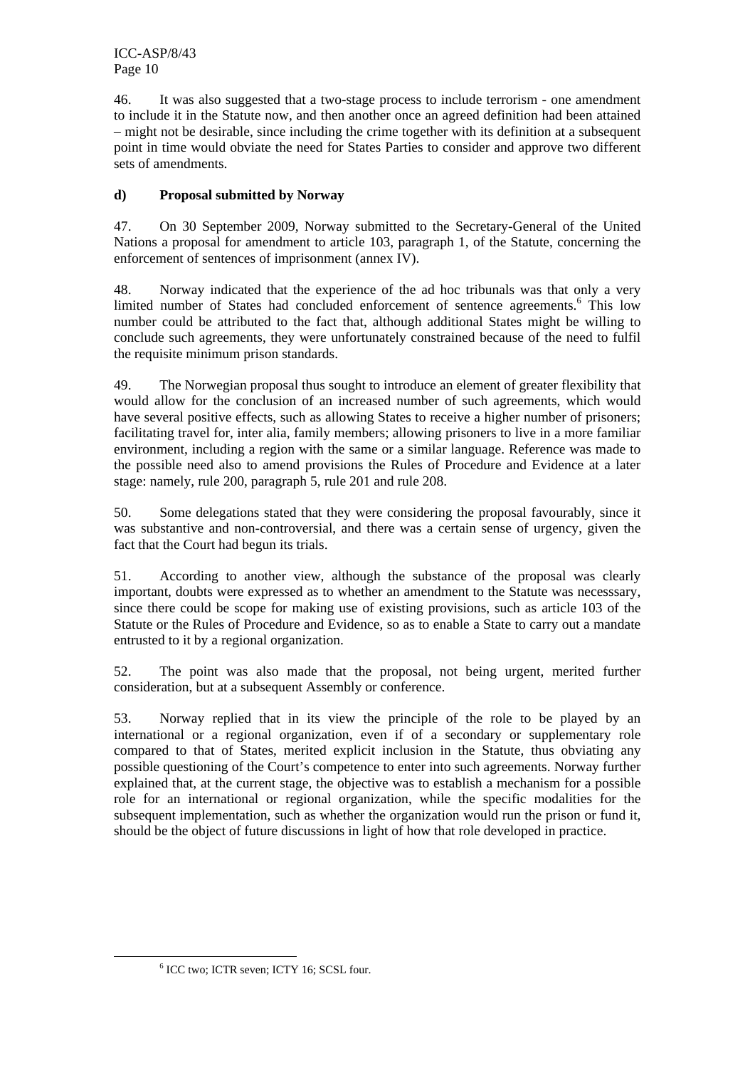46. It was also suggested that a two-stage process to include terrorism - one amendment to include it in the Statute now, and then another once an agreed definition had been attained – might not be desirable, since including the crime together with its definition at a subsequent point in time would obviate the need for States Parties to consider and approve two different sets of amendments.

**d) Proposal submitted by Norway**

47. On 30 September 2009, Norway submitted to the Secretary-General of the United Nations a proposal for amendment to article 103, paragraph 1, of the Statute, concerning the enforcement of sentences of imprisonment (annex IV).

48. Norway indicated that the experience of the ad hoc tribunals was that only a very limited number of States had concluded enforcement of sentence agreements.[6] This low number could be attributed to the fact that, although additional States might be willing to conclude such agreements, they were unfortunately constrained because of the need to fulfil the requisite minimum prison standards.

49. The Norwegian proposal thus sought to introduce an element of greater flexibility that would allow for the conclusion of an increased number of such agreements, which would have several positive effects, such as allowing States to receive a higher number of prisoners; facilitating travel for, inter alia, family members; allowing prisoners to live in a more familiar environment, including a region with the same or a similar language. Reference was made to the possible need also to amend provisions the Rules of Procedure and Evidence at a later stage: namely, rule 200, paragraph 5, rule 201 and rule 208.

50. Some delegations stated that they were considering the proposal favourably, since it was substantive and non-controversial, and there was a certain sense of urgency, given the fact that the Court had begun its trials.

51. According to another view, although the substance of the proposal was clearly important, doubts were expressed as to whether an amendment to the Statute was necesssary, since there could be scope for making use of existing provisions, such as article 103 of the Statute or the Rules of Procedure and Evidence, so as to enable a State to carry out a mandate entrusted to it by a regional organization.

52. The point was also made that the proposal, not being urgent, merited further consideration, but at a subsequent Assembly or conference.

53. Norway replied that in its view the principle of the role to be played by an international or a regional organization, even if of a secondary or supplementary role compared to that of States, merited explicit inclusion in the Statute, thus obviating any possible questioning of the Court's competence to enter into such agreements. Norway further explained that, at the current stage, the objective was to establish a mechanism for a possible role for an international or regional organization, while the specific modalities for the subsequent implementation, such as whether the organization would run the prison or fund it, should be the object of future discussions in light of how that role developed in practice.

[6] ICC two; ICTR seven; ICTY 16; SCSL four.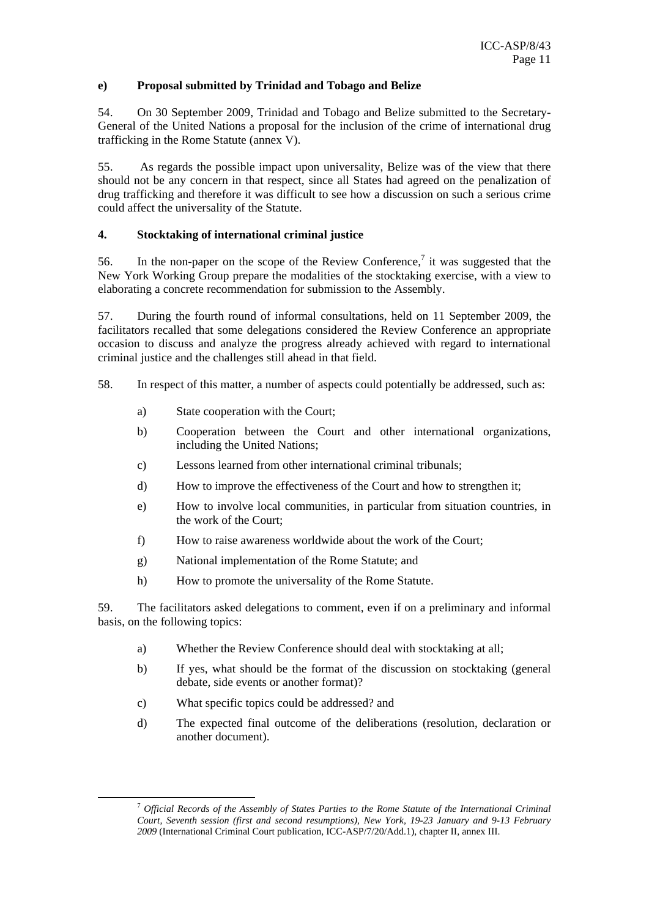#### e) Proposal submitted by Trinidad and Tobago and Belize

54. On 30 September 2009, Trinidad and Tobago and Belize submitted to the Secretary-General of the United Nations a proposal for the inclusion of the crime of international drug trafficking in the Rome Statute (annex V).

55. As regards the possible impact upon universality, Belize was of the view that there should not be any concern in that respect, since all States had agreed on the penalization of drug trafficking and therefore it was difficult to see how a discussion on such a serious crime could affect the universality of the Statute.

### 4. Stocktaking of international criminal justice

56. In the non-paper on the scope of the Review Conference,[7] it was suggested that the New York Working Group prepare the modalities of the stocktaking exercise, with a view to elaborating a concrete recommendation for submission to the Assembly.

57. During the fourth round of informal consultations, held on 11 September 2009, the facilitators recalled that some delegations considered the Review Conference an appropriate occasion to discuss and analyze the progress already achieved with regard to international criminal justice and the challenges still ahead in that field.

58. In respect of this matter, a number of aspects could potentially be addressed, such as:

a) State cooperation with the Court;

b) Cooperation between the Court and other international organizations, including the United Nations;

c) Lessons learned from other international criminal tribunals;

d) How to improve the effectiveness of the Court and how to strengthen it;

e) How to involve local communities, in particular from situation countries, in the work of the Court;

f) How to raise awareness worldwide about the work of the Court;

g) National implementation of the Rome Statute; and

h) How to promote the universality of the Rome Statute.

59. The facilitators asked delegations to comment, even if on a preliminary and informal basis, on the following topics:

a) Whether the Review Conference should deal with stocktaking at all;

b) If yes, what should be the format of the discussion on stocktaking (general debate, side events or another format)?

c) What specific topics could be addressed? and

d) The expected final outcome of the deliberations (resolution, declaration or another document).

---

[7] *Official Records of the Assembly of States Parties to the Rome Statute of the International Criminal Court, Seventh session (first and second resumptions), New York, 19-23 January and 9-13 February 2009* (International Criminal Court publication, ICC-ASP/7/20/Add.1), chapter II, annex III.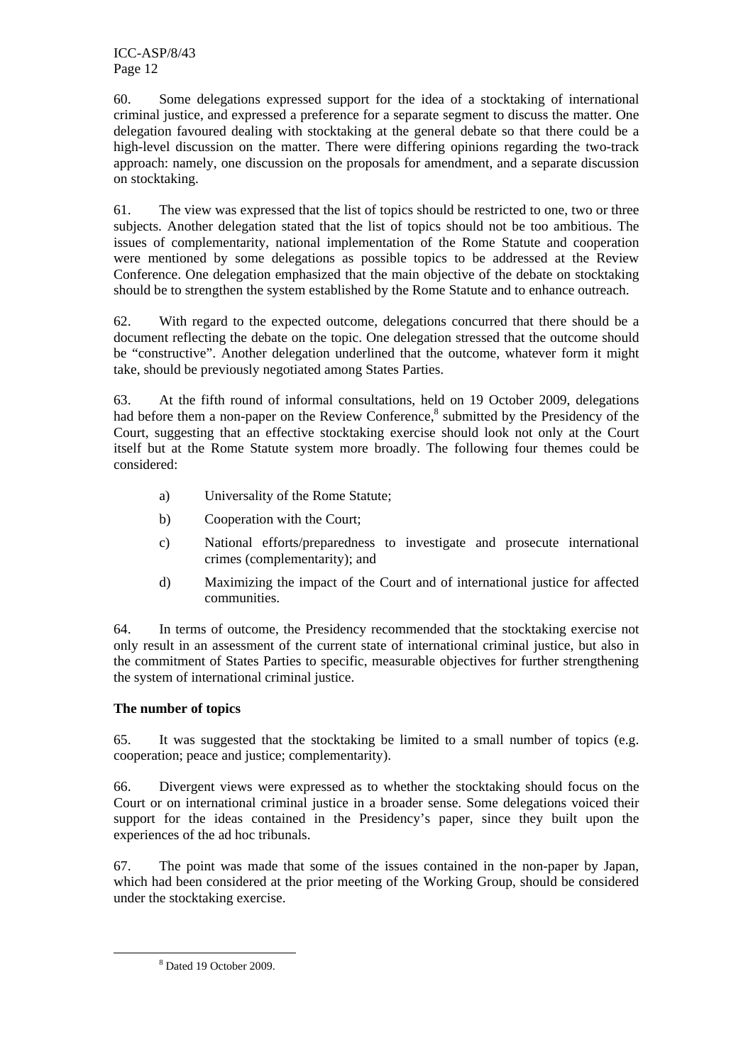60. Some delegations expressed support for the idea of a stocktaking of international criminal justice, and expressed a preference for a separate segment to discuss the matter. One delegation favoured dealing with stocktaking at the general debate so that there could be a high-level discussion on the matter. There were differing opinions regarding the two-track approach: namely, one discussion on the proposals for amendment, and a separate discussion on stocktaking.

61. The view was expressed that the list of topics should be restricted to one, two or three subjects. Another delegation stated that the list of topics should not be too ambitious. The issues of complementarity, national implementation of the Rome Statute and cooperation were mentioned by some delegations as possible topics to be addressed at the Review Conference. One delegation emphasized that the main objective of the debate on stocktaking should be to strengthen the system established by the Rome Statute and to enhance outreach.

62. With regard to the expected outcome, delegations concurred that there should be a document reflecting the debate on the topic. One delegation stressed that the outcome should be "constructive". Another delegation underlined that the outcome, whatever form it might take, should be previously negotiated among States Parties.

63. At the fifth round of informal consultations, held on 19 October 2009, delegations had before them a non-paper on the Review Conference,[8] submitted by the Presidency of the Court, suggesting that an effective stocktaking exercise should look not only at the Court itself but at the Rome Statute system more broadly. The following four themes could be considered:

a) Universality of the Rome Statute;

b) Cooperation with the Court;

c) National efforts/preparedness to investigate and prosecute international crimes (complementarity); and

d) Maximizing the impact of the Court and of international justice for affected communities.

64. In terms of outcome, the Presidency recommended that the stocktaking exercise not only result in an assessment of the current state of international criminal justice, but also in the commitment of States Parties to specific, measurable objectives for further strengthening the system of international criminal justice.

**The number of topics**

65. It was suggested that the stocktaking be limited to a small number of topics (e.g. cooperation; peace and justice; complementarity).

66. Divergent views were expressed as to whether the stocktaking should focus on the Court or on international criminal justice in a broader sense. Some delegations voiced their support for the ideas contained in the Presidency's paper, since they built upon the experiences of the ad hoc tribunals.

67. The point was made that some of the issues contained in the non-paper by Japan, which had been considered at the prior meeting of the Working Group, should be considered under the stocktaking exercise.

[8] Dated 19 October 2009.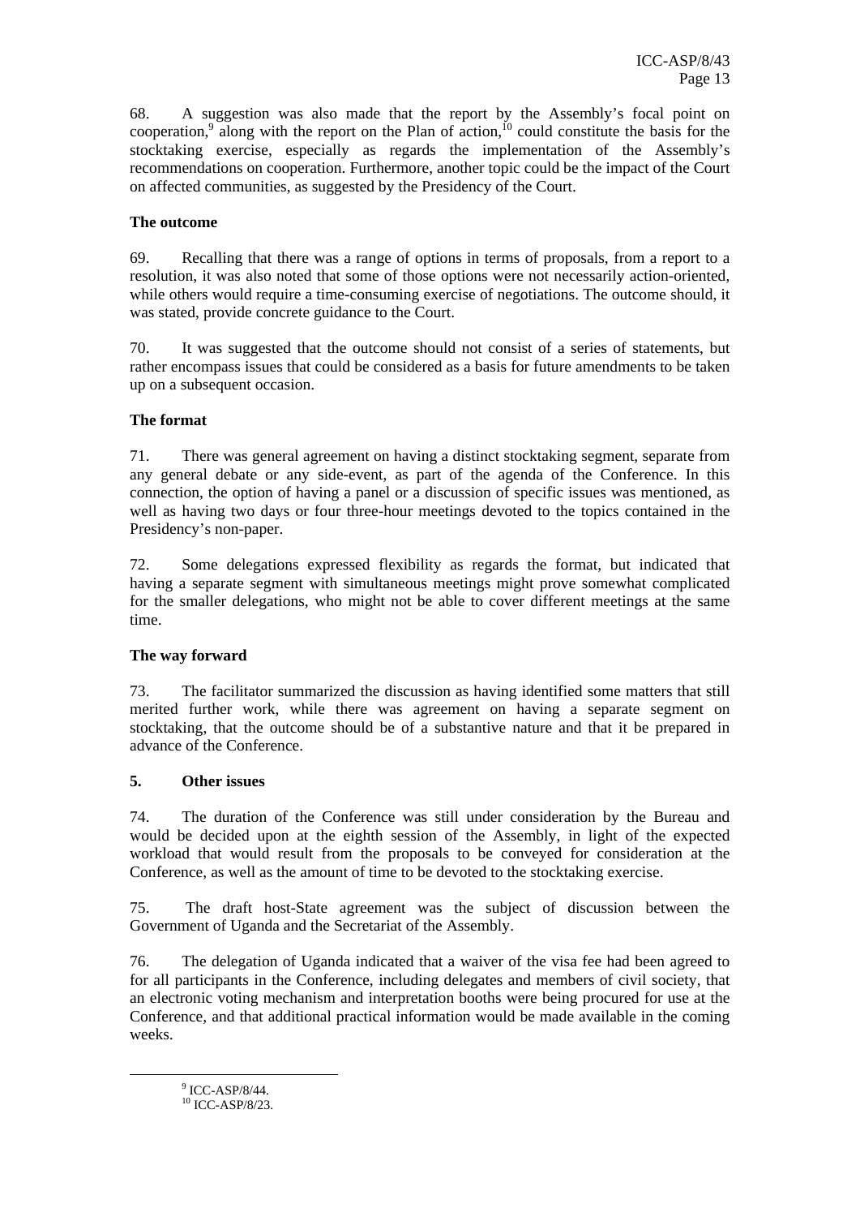68. A suggestion was also made that the report by the Assembly's focal point on cooperation,[9] along with the report on the Plan of action,[10] could constitute the basis for the stocktaking exercise, especially as regards the implementation of the Assembly's recommendations on cooperation. Furthermore, another topic could be the impact of the Court on affected communities, as suggested by the Presidency of the Court.

**The outcome**

69. Recalling that there was a range of options in terms of proposals, from a report to a resolution, it was also noted that some of those options were not necessarily action-oriented, while others would require a time-consuming exercise of negotiations. The outcome should, it was stated, provide concrete guidance to the Court.

70. It was suggested that the outcome should not consist of a series of statements, but rather encompass issues that could be considered as a basis for future amendments to be taken up on a subsequent occasion.

**The format**

71. There was general agreement on having a distinct stocktaking segment, separate from any general debate or any side-event, as part of the agenda of the Conference. In this connection, the option of having a panel or a discussion of specific issues was mentioned, as well as having two days or four three-hour meetings devoted to the topics contained in the Presidency's non-paper.

72. Some delegations expressed flexibility as regards the format, but indicated that having a separate segment with simultaneous meetings might prove somewhat complicated for the smaller delegations, who might not be able to cover different meetings at the same time.

**The way forward**

73. The facilitator summarized the discussion as having identified some matters that still merited further work, while there was agreement on having a separate segment on stocktaking, that the outcome should be of a substantive nature and that it be prepared in advance of the Conference.

**5. Other issues**

74. The duration of the Conference was still under consideration by the Bureau and would be decided upon at the eighth session of the Assembly, in light of the expected workload that would result from the proposals to be conveyed for consideration at the Conference, as well as the amount of time to be devoted to the stocktaking exercise.

75. The draft host-State agreement was the subject of discussion between the Government of Uganda and the Secretariat of the Assembly.

76. The delegation of Uganda indicated that a waiver of the visa fee had been agreed to for all participants in the Conference, including delegates and members of civil society, that an electronic voting mechanism and interpretation booths were being procured for use at the Conference, and that additional practical information would be made available in the coming weeks.

---

[9] ICC-ASP/8/44.

[10] ICC-ASP/8/23.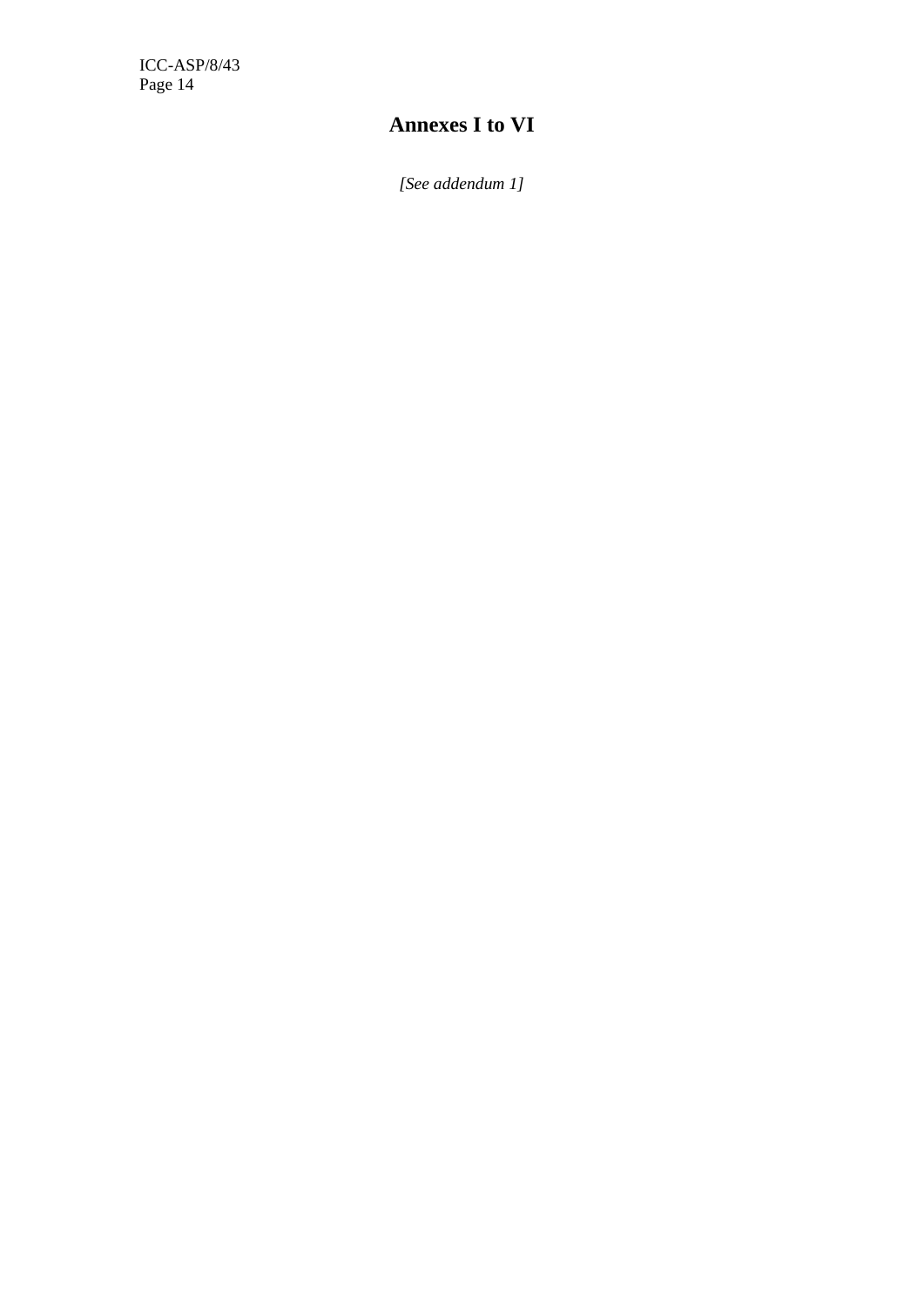# Annexes I to VI

*[See addendum 1]*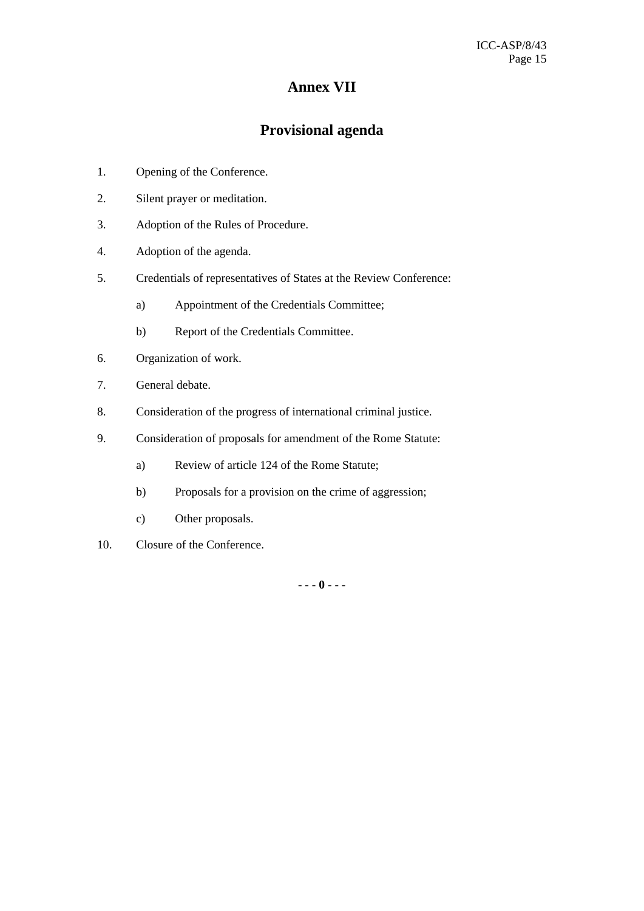# Annex VII

## Provisional agenda

1. Opening of the Conference.
2. Silent prayer or meditation.
3. Adoption of the Rules of Procedure.
4. Adoption of the agenda.
5. Credentials of representatives of States at the Review Conference:
   a) Appointment of the Credentials Committee;
   b) Report of the Credentials Committee.
6. Organization of work.
7. General debate.
8. Consideration of the progress of international criminal justice.
9. Consideration of proposals for amendment of the Rome Statute:
   a) Review of article 124 of the Rome Statute;
   b) Proposals for a provision on the crime of aggression;
   c) Other proposals.
10. Closure of the Conference.

**- - - 0 - - -**